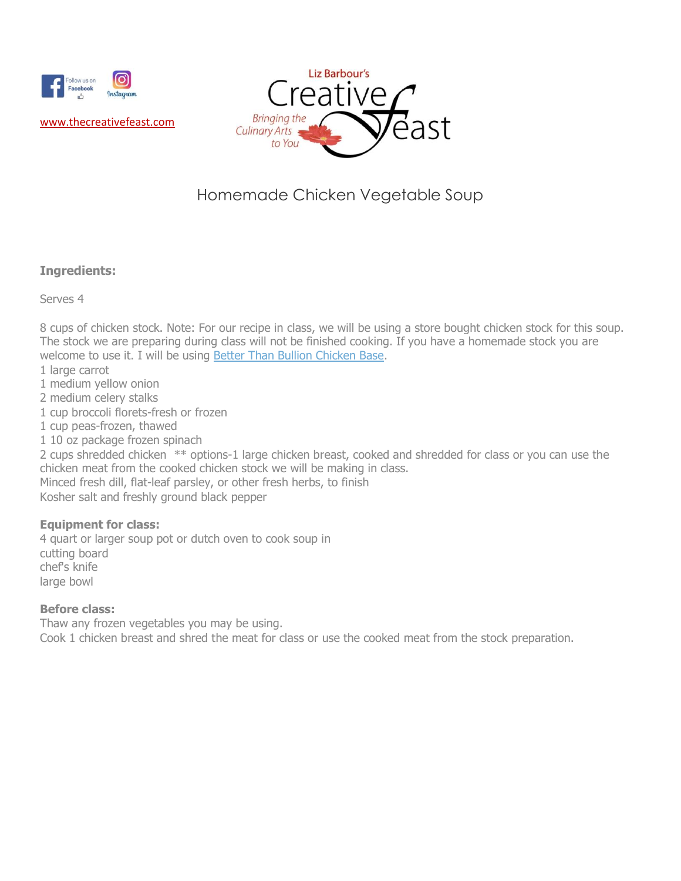Follow us on Facebook

Instagram

[www.thecreativefeast.com](http://www.thecreativefeast.com)

Liz Barbour's Creative Feast

Bringing the Culinary Arts to You

# Homemade Chicken Vegetable Soup

**Ingredients:**

Serves 4

8 cups of chicken stock. Note: For our recipe in class, we will be using a store bought chicken stock for this soup. The stock we are preparing during class will not be finished cooking. If you have a homemade stock you are welcome to use it. I will be using [Better Than Bullion Chicken Base](#).
1 large carrot
1 medium yellow onion
2 medium celery stalks
1 cup broccoli florets-fresh or frozen
1 cup peas-frozen, thawed
1 10 oz package frozen spinach
2 cups shredded chicken  ** options-1 large chicken breast, cooked and shredded for class or you can use the chicken meat from the cooked chicken stock we will be making in class.
Minced fresh dill, flat-leaf parsley, or other fresh herbs, to finish
Kosher salt and freshly ground black pepper

**Equipment for class:**
4 quart or larger soup pot or dutch oven to cook soup in
cutting board
chef's knife
large bowl

**Before class:**
Thaw any frozen vegetables you may be using.
Cook 1 chicken breast and shred the meat for class or use the cooked meat from the stock preparation.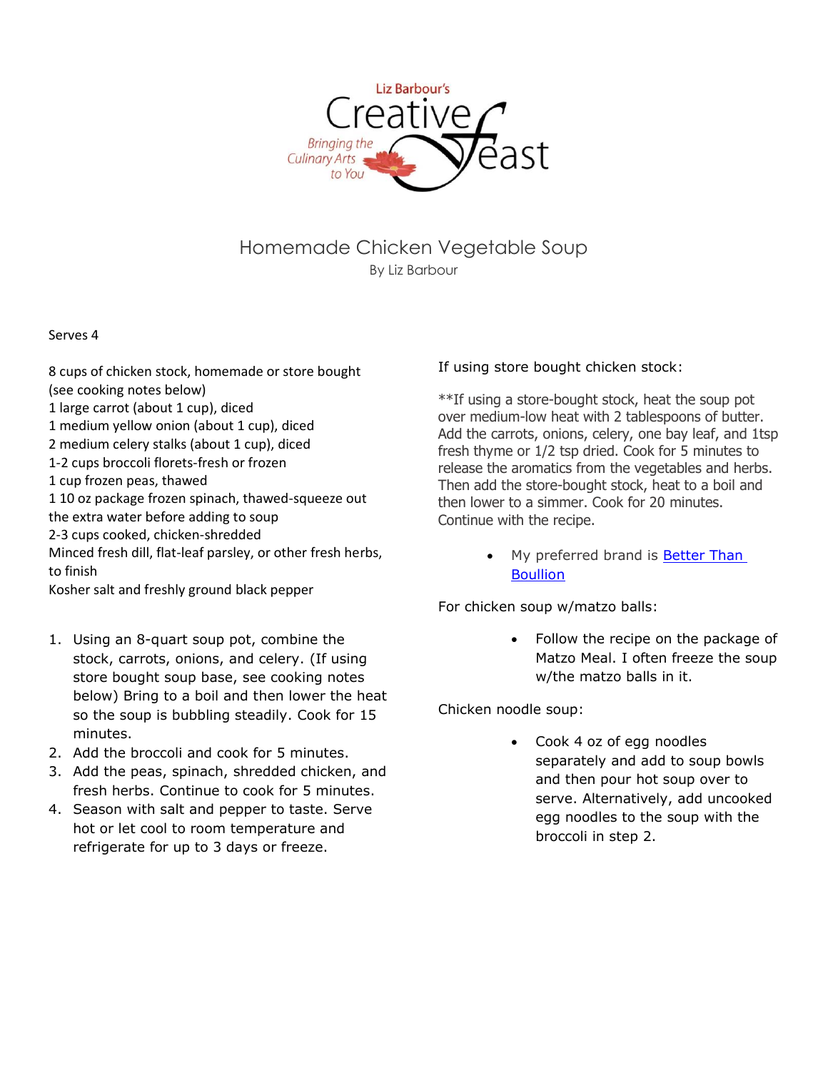Liz Barbour's Creative Feast

Bringing the Culinary Arts to You

# Homemade Chicken Vegetable Soup

By Liz Barbour

Serves 4

8 cups of chicken stock, homemade or store bought (see cooking notes below)
1 large carrot (about 1 cup), diced
1 medium yellow onion (about 1 cup), diced
2 medium celery stalks (about 1 cup), diced
1-2 cups broccoli florets-fresh or frozen
1 cup frozen peas, thawed
1 10 oz package frozen spinach, thawed-squeeze out the extra water before adding to soup
2-3 cups cooked, chicken-shredded
Minced fresh dill, flat-leaf parsley, or other fresh herbs, to finish
Kosher salt and freshly ground black pepper

1. Using an 8-quart soup pot, combine the stock, carrots, onions, and celery. (If using store bought soup base, see cooking notes below) Bring to a boil and then lower the heat so the soup is bubbling steadily. Cook for 15 minutes.
2. Add the broccoli and cook for 5 minutes.
3. Add the peas, spinach, shredded chicken, and fresh herbs. Continue to cook for 5 minutes.
4. Season with salt and pepper to taste. Serve hot or let cool to room temperature and refrigerate for up to 3 days or freeze.

If using store bought chicken stock:

**If using a store-bought stock, heat the soup pot over medium-low heat with 2 tablespoons of butter. Add the carrots, onions, celery, one bay leaf, and 1tsp fresh thyme or 1/2 tsp dried. Cook for 5 minutes to release the aromatics from the vegetables and herbs. Then add the store-bought stock, heat to a boil and then lower to a simmer. Cook for 20 minutes. Continue with the recipe.

- My preferred brand is Better Than Boullion

For chicken soup w/matzo balls:

- Follow the recipe on the package of Matzo Meal. I often freeze the soup w/the matzo balls in it.

Chicken noodle soup:

- Cook 4 oz of egg noodles separately and add to soup bowls and then pour hot soup over to serve. Alternatively, add uncooked egg noodles to the soup with the broccoli in step 2.